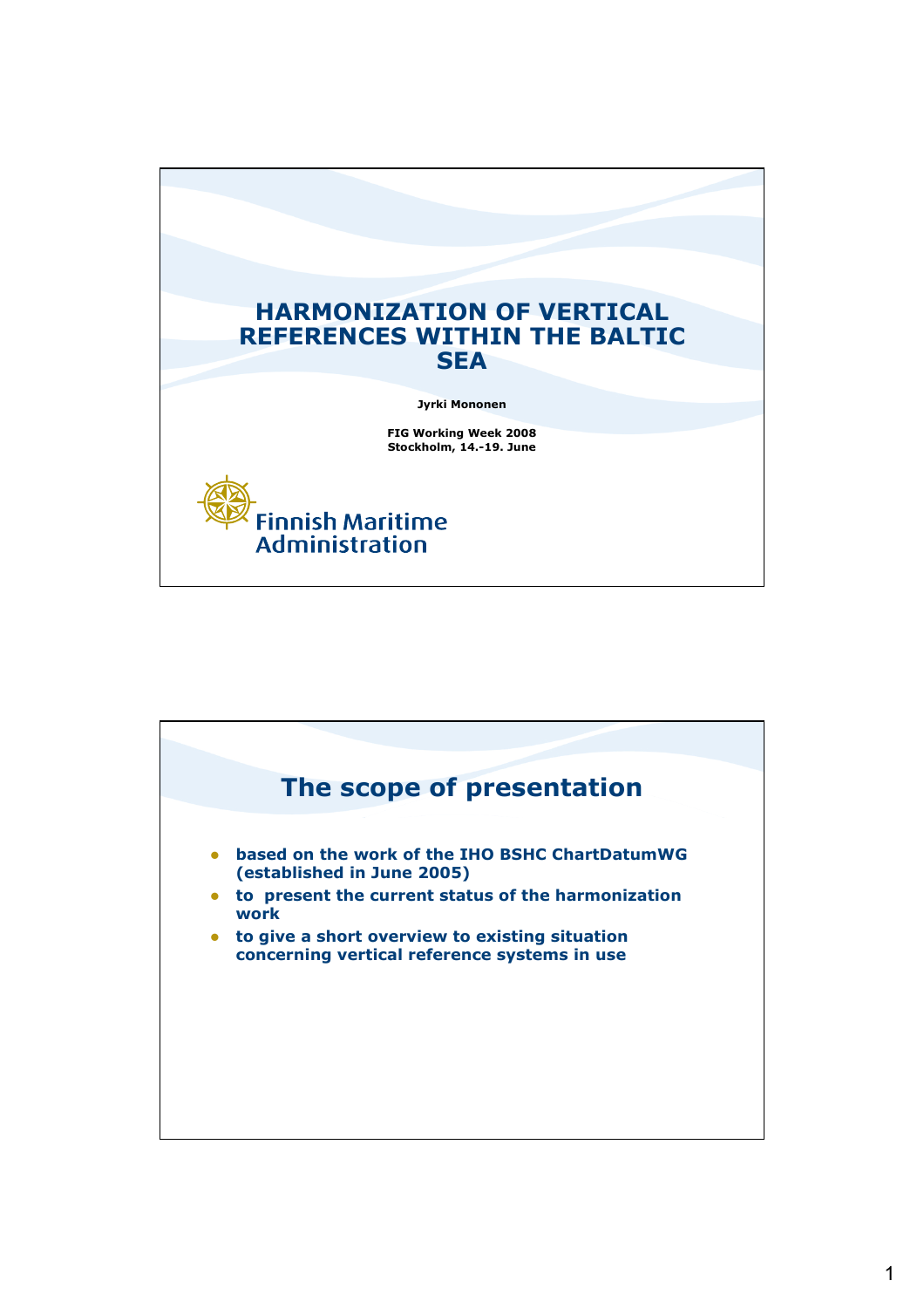# HARMONIZATION OF VERTICAL REFERENCES WITHIN THE BALTIC SEA

**Jyrki Mononen**

**FIG Working Week 2008**
**Stockholm, 14.-19. June**

Finnish Maritime Administration

## The scope of presentation

- **based on the work of the IHO BSHC ChartDatumWG (established in June 2005)**
- **to present the current status of the harmonization work**
- **to give a short overview to existing situation concerning vertical reference systems in use**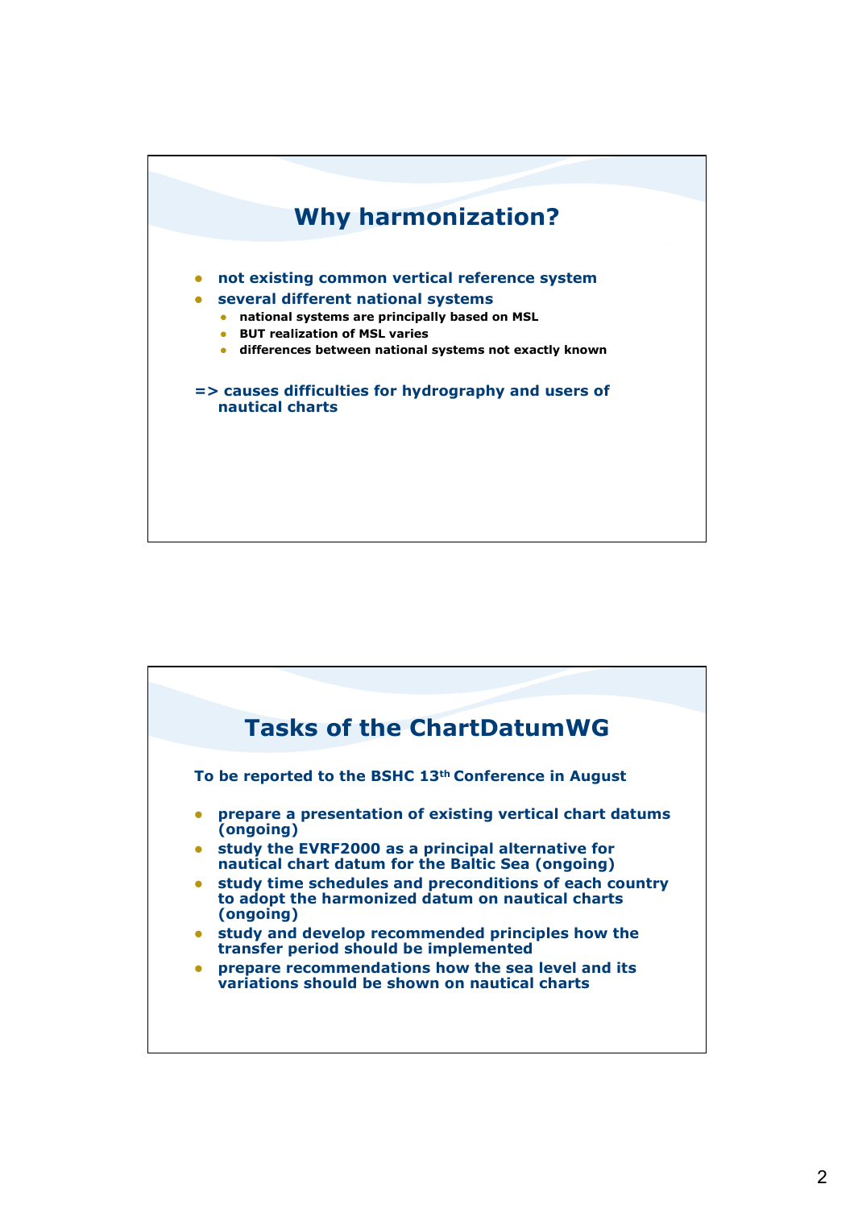## Why harmonization?

- **not existing common vertical reference system**
- **several different national systems**
  - **national systems are principally based on MSL**
  - **BUT realization of MSL varies**
  - **differences between national systems not exactly known**

**=> causes difficulties for hydrography and users of nautical charts**

## Tasks of the ChartDatumWG

**To be reported to the BSHC 13th Conference in August**

- **prepare a presentation of existing vertical chart datums (ongoing)**
- **study the EVRF2000 as a principal alternative for nautical chart datum for the Baltic Sea (ongoing)**
- **study time schedules and preconditions of each country to adopt the harmonized datum on nautical charts (ongoing)**
- **study and develop recommended principles how the transfer period should be implemented**
- **prepare recommendations how the sea level and its variations should be shown on nautical charts**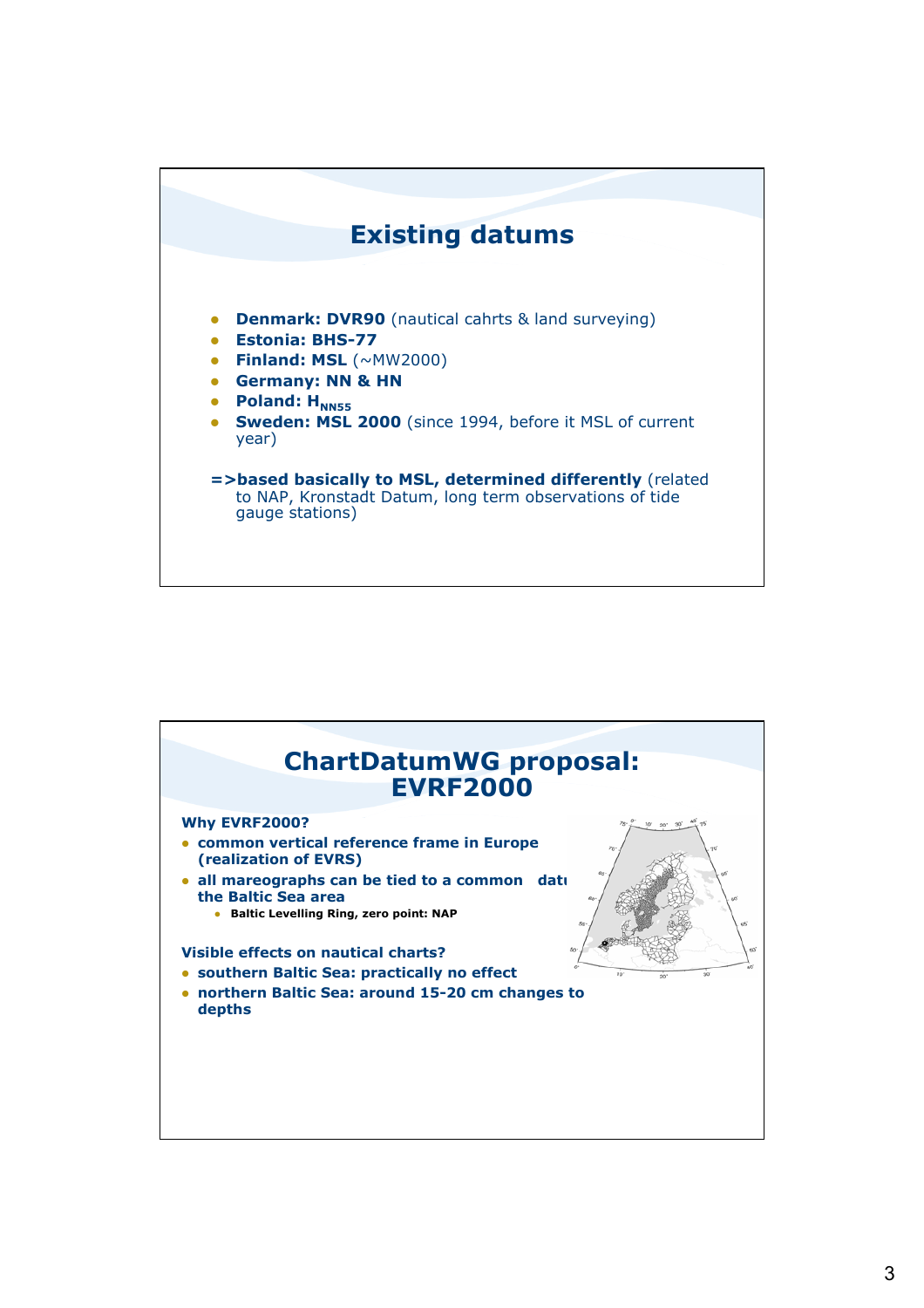# Existing datums

- **Denmark: DVR90** (nautical cahrts & land surveying)
- **Estonia: BHS-77**
- **Finland: MSL** (~MW2000)
- **Germany: NN & HN**
- **Poland: $H_{NN55}$**
- **Sweden: MSL 2000** (since 1994, before it MSL of current year)

**=>based basically to MSL, determined differently** (related to NAP, Kronstadt Datum, long term observations of tide gauge stations)

# ChartDatumWG proposal: EVRF2000

**Why EVRF2000?**

- **common vertical reference frame in Europe (realization of EVRS)**
- **all mareographs can be tied to a common datum in the Baltic Sea area**
  - **Baltic Levelling Ring, zero point: NAP**

**Visible effects on nautical charts?**

- **southern Baltic Sea: practically no effect**
- **northern Baltic Sea: around 15-20 cm changes to depths**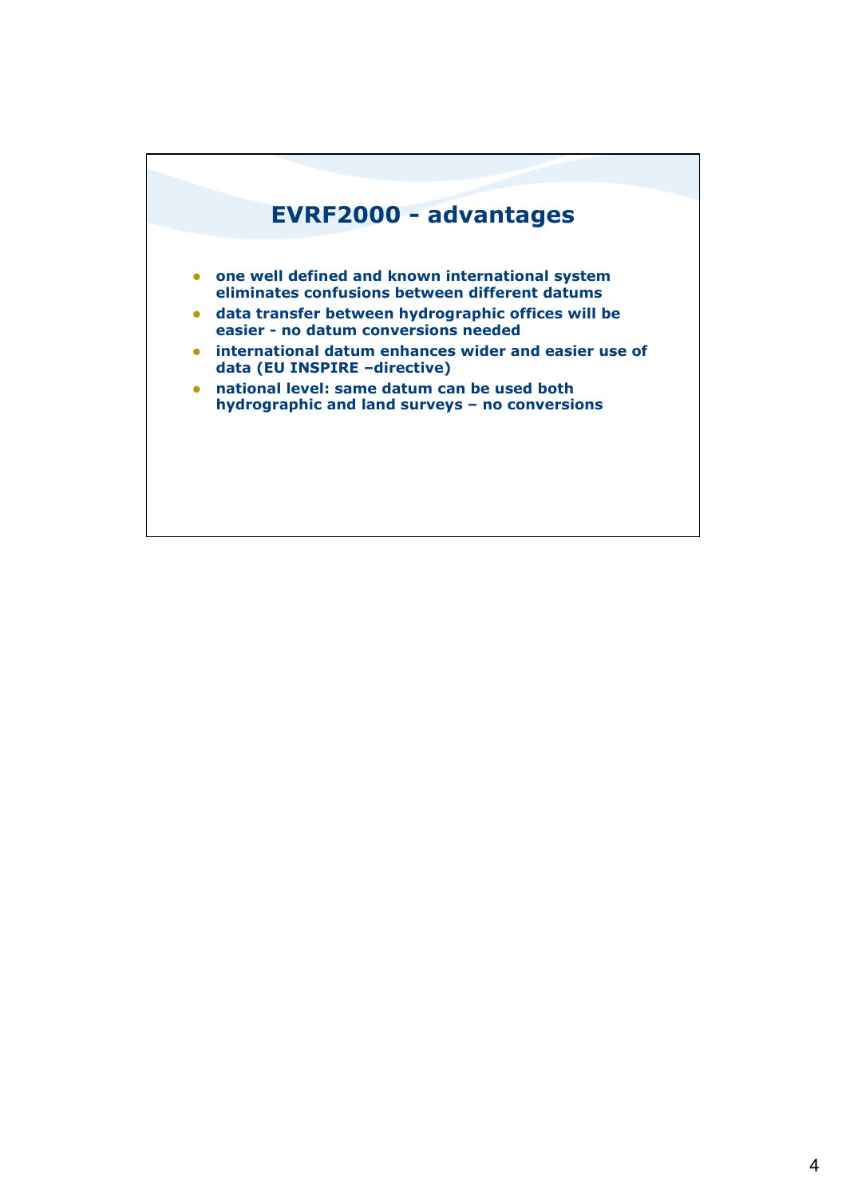# EVRF2000 - advantages

- **one well defined and known international system eliminates confusions between different datums**
- **data transfer between hydrographic offices will be easier - no datum conversions needed**
- **international datum enhances wider and easier use of data (EU INSPIRE –directive)**
- **national level: same datum can be used both hydrographic and land surveys – no conversions**